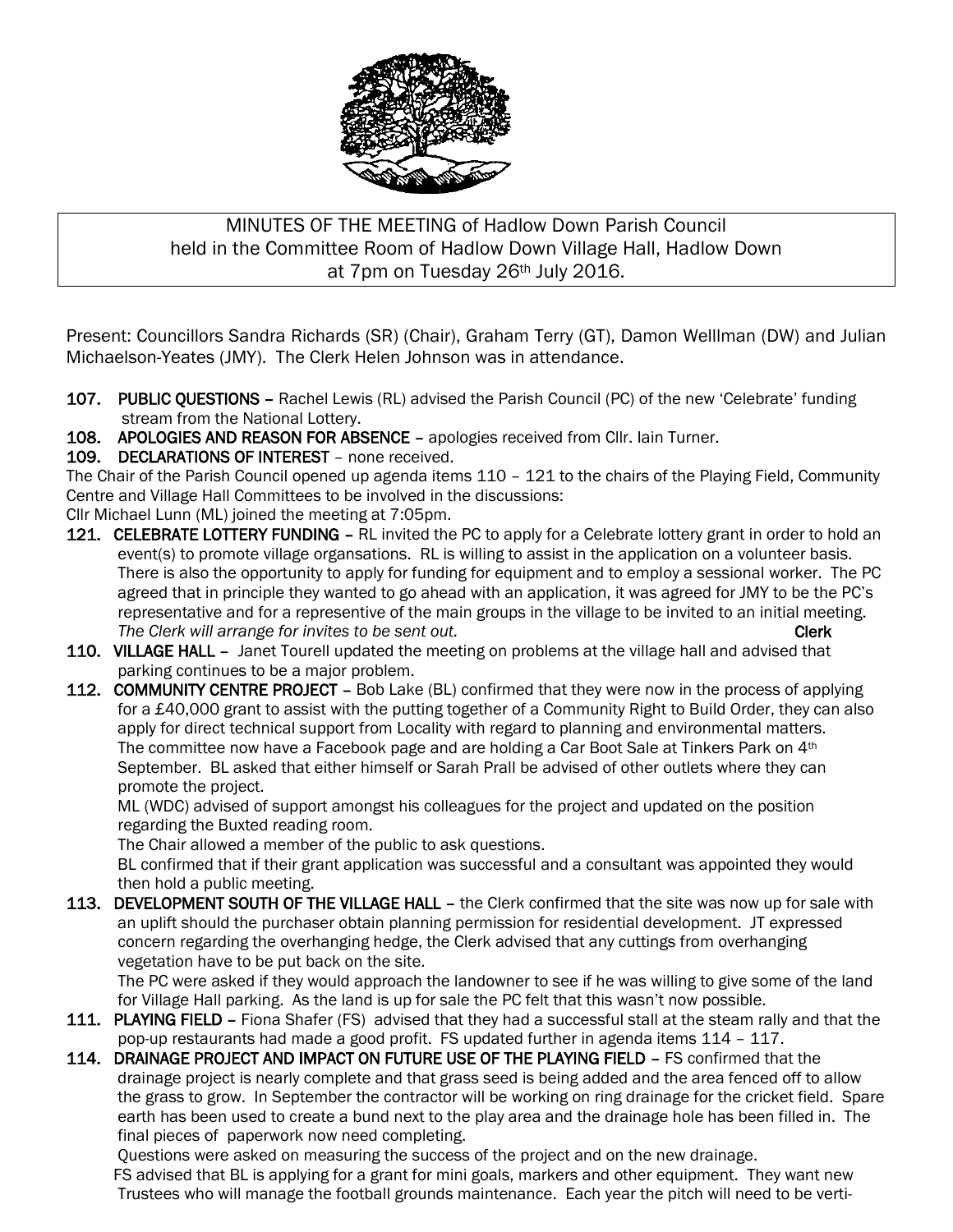MINUTES OF THE MEETING of Hadlow Down Parish Council held in the Committee Room of Hadlow Down Village Hall, Hadlow Down at 7pm on Tuesday 26th July 2016.

Present: Councillors Sandra Richards (SR) (Chair), Graham Terry (GT), Damon Welllman (DW) and Julian Michaelson-Yeates (JMY). The Clerk Helen Johnson was in attendance.

**107. PUBLIC QUESTIONS –** Rachel Lewis (RL) advised the Parish Council (PC) of the new 'Celebrate' funding stream from the National Lottery.

**108. APOLOGIES AND REASON FOR ABSENCE –** apologies received from Cllr. Iain Turner.

**109. DECLARATIONS OF INTEREST** – none received.

The Chair of the Parish Council opened up agenda items 110 – 121 to the chairs of the Playing Field, Community Centre and Village Hall Committees to be involved in the discussions:

Cllr Michael Lunn (ML) joined the meeting at 7:05pm.

**121. CELEBRATE LOTTERY FUNDING –** RL invited the PC to apply for a Celebrate lottery grant in order to hold an event(s) to promote village organsations. RL is willing to assist in the application on a volunteer basis. There is also the opportunity to apply for funding for equipment and to employ a sessional worker. The PC agreed that in principle they wanted to go ahead with an application, it was agreed for JMY to be the PC's representative and for a represenive of the main groups in the village to be invited to an initial meeting. *The Clerk will arrange for invites to be sent out.* **Clerk**

**110. VILLAGE HALL –** Janet Tourell updated the meeting on problems at the village hall and advised that parking continues to be a major problem.

**112. COMMUNITY CENTRE PROJECT –** Bob Lake (BL) confirmed that they were now in the process of applying for a £40,000 grant to assist with the putting together of a Community Right to Build Order, they can also apply for direct technical support from Locality with regard to planning and environmental matters. The committee now have a Facebook page and are holding a Car Boot Sale at Tinkers Park on 4th September. BL asked that either himself or Sarah Prall be advised of other outlets where they can promote the project.

ML (WDC) advised of support amongst his colleagues for the project and updated on the position regarding the Buxted reading room.

The Chair allowed a member of the public to ask questions.

BL confirmed that if their grant application was successful and a consultant was appointed they would then hold a public meeting.

**113. DEVELOPMENT SOUTH OF THE VILLAGE HALL –** the Clerk confirmed that the site was now up for sale with an uplift should the purchaser obtain planning permission for residential development. JT expressed concern regarding the overhanging hedge, the Clerk advised that any cuttings from overhanging vegetation have to be put back on the site.

The PC were asked if they would approach the landowner to see if he was willing to give some of the land for Village Hall parking. As the land is up for sale the PC felt that this wasn't now possible.

**111. PLAYING FIELD –** Fiona Shafer (FS) advised that they had a successful stall at the steam rally and that the pop-up restaurants had made a good profit. FS updated further in agenda items 114 – 117.

**114. DRAINAGE PROJECT AND IMPACT ON FUTURE USE OF THE PLAYING FIELD –** FS confirmed that the drainage project is nearly complete and that grass seed is being added and the area fenced off to allow the grass to grow. In September the contractor will be working on ring drainage for the cricket field. Spare earth has been used to create a bund next to the play area and the drainage hole has been filled in. The final pieces of paperwork now need completing.

Questions were asked on measuring the success of the project and on the new drainage.

FS advised that BL is applying for a grant for mini goals, markers and other equipment. They want new Trustees who will manage the football grounds maintenance. Each year the pitch will need to be verti-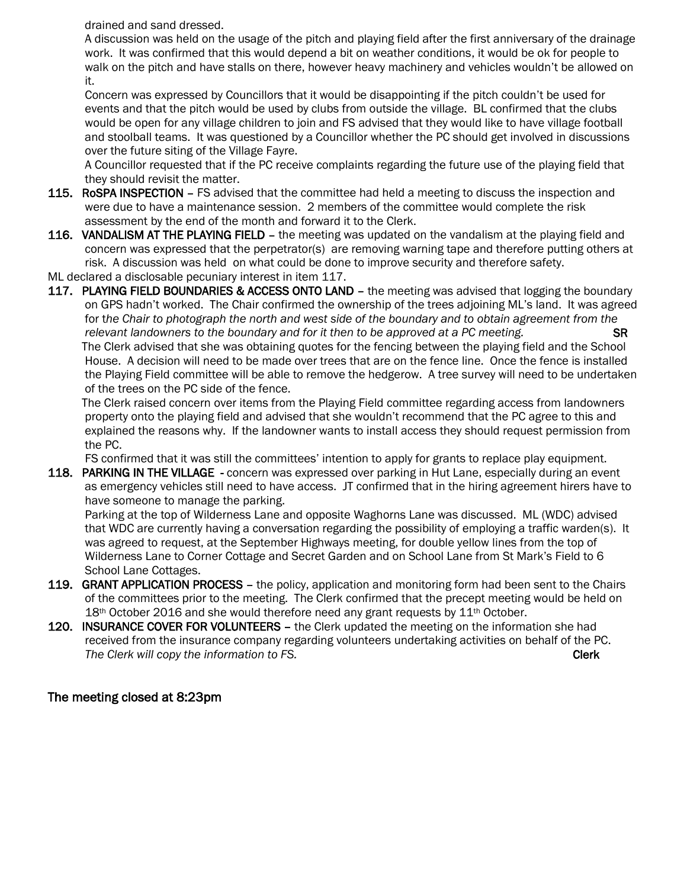drained and sand dressed.

A discussion was held on the usage of the pitch and playing field after the first anniversary of the drainage work. It was confirmed that this would depend a bit on weather conditions, it would be ok for people to walk on the pitch and have stalls on there, however heavy machinery and vehicles wouldn't be allowed on it.

Concern was expressed by Councillors that it would be disappointing if the pitch couldn't be used for events and that the pitch would be used by clubs from outside the village. BL confirmed that the clubs would be open for any village children to join and FS advised that they would like to have village football and stoolball teams. It was questioned by a Councillor whether the PC should get involved in discussions over the future siting of the Village Fayre.

A Councillor requested that if the PC receive complaints regarding the future use of the playing field that they should revisit the matter.

**115. RoSPA INSPECTION** – FS advised that the committee had held a meeting to discuss the inspection and were due to have a maintenance session. 2 members of the committee would complete the risk assessment by the end of the month and forward it to the Clerk.

**116. VANDALISM AT THE PLAYING FIELD** – the meeting was updated on the vandalism at the playing field and concern was expressed that the perpetrator(s) are removing warning tape and therefore putting others at risk. A discussion was held on what could be done to improve security and therefore safety.

ML declared a disclosable pecuniary interest in item 117.

**117. PLAYING FIELD BOUNDARIES & ACCESS ONTO LAND** – the meeting was advised that logging the boundary on GPS hadn't worked. The Chair confirmed the ownership of the trees adjoining ML's land. It was agreed for *the Chair to photograph the north and west side of the boundary and to obtain agreement from the relevant landowners to the boundary and for it then to be approved at a PC meeting.* **SR**

The Clerk advised that she was obtaining quotes for the fencing between the playing field and the School House. A decision will need to be made over trees that are on the fence line. Once the fence is installed the Playing Field committee will be able to remove the hedgerow. A tree survey will need to be undertaken of the trees on the PC side of the fence.

The Clerk raised concern over items from the Playing Field committee regarding access from landowners property onto the playing field and advised that she wouldn't recommend that the PC agree to this and explained the reasons why. If the landowner wants to install access they should request permission from the PC.

FS confirmed that it was still the committees' intention to apply for grants to replace play equipment.

**118. PARKING IN THE VILLAGE** - concern was expressed over parking in Hut Lane, especially during an event as emergency vehicles still need to have access. JT confirmed that in the hiring agreement hirers have to have someone to manage the parking.

Parking at the top of Wilderness Lane and opposite Waghorns Lane was discussed. ML (WDC) advised that WDC are currently having a conversation regarding the possibility of employing a traffic warden(s). It was agreed to request, at the September Highways meeting, for double yellow lines from the top of Wilderness Lane to Corner Cottage and Secret Garden and on School Lane from St Mark's Field to 6 School Lane Cottages.

**119. GRANT APPLICATION PROCESS** – the policy, application and monitoring form had been sent to the Chairs of the committees prior to the meeting. The Clerk confirmed that the precept meeting would be held on 18th October 2016 and she would therefore need any grant requests by 11th October.

**120. INSURANCE COVER FOR VOLUNTEERS** – the Clerk updated the meeting on the information she had received from the insurance company regarding volunteers undertaking activities on behalf of the PC. *The Clerk will copy the information to FS.* **Clerk**

**The meeting closed at 8:23pm**